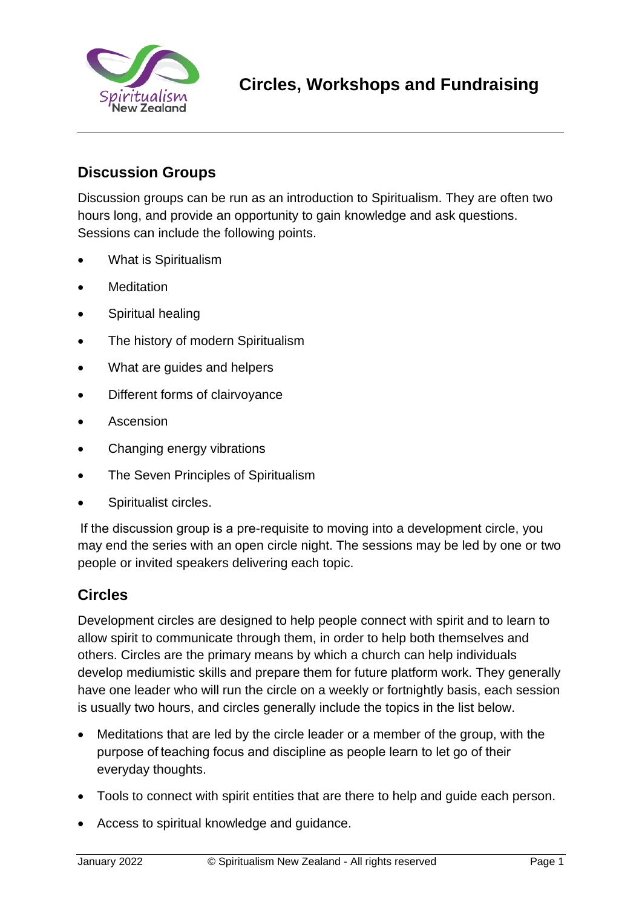# Circles, Workshops and Fundraising

## Discussion Groups

Discussion groups can be run as an introduction to Spiritualism. They are often two hours long, and provide an opportunity to gain knowledge and ask questions. Sessions can include the following points.

- What is Spiritualism
- Meditation
- Spiritual healing
- The history of modern Spiritualism
- What are guides and helpers
- Different forms of clairvoyance
- Ascension
- Changing energy vibrations
- The Seven Principles of Spiritualism
- Spiritualist circles.

If the discussion group is a pre-requisite to moving into a development circle, you may end the series with an open circle night. The sessions may be led by one or two people or invited speakers delivering each topic.

## Circles

Development circles are designed to help people connect with spirit and to learn to allow spirit to communicate through them, in order to help both themselves and others. Circles are the primary means by which a church can help individuals develop mediumistic skills and prepare them for future platform work. They generally have one leader who will run the circle on a weekly or fortnightly basis, each session is usually two hours, and circles generally include the topics in the list below.

- Meditations that are led by the circle leader or a member of the group, with the purpose of teaching focus and discipline as people learn to let go of their everyday thoughts.
- Tools to connect with spirit entities that are there to help and guide each person.
- Access to spiritual knowledge and guidance.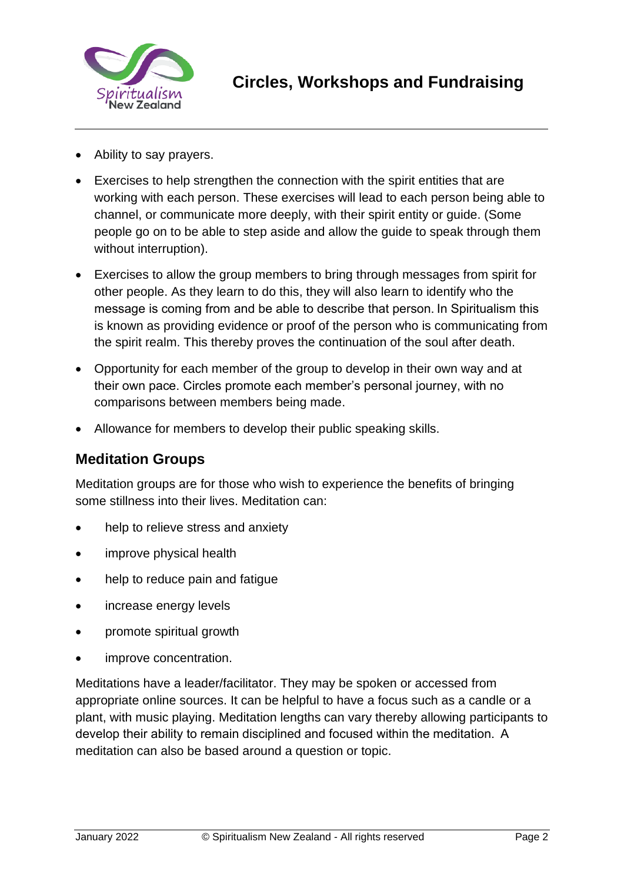- Ability to say prayers.
- Exercises to help strengthen the connection with the spirit entities that are working with each person. These exercises will lead to each person being able to channel, or communicate more deeply, with their spirit entity or guide. (Some people go on to be able to step aside and allow the guide to speak through them without interruption).
- Exercises to allow the group members to bring through messages from spirit for other people. As they learn to do this, they will also learn to identify who the message is coming from and be able to describe that person. In Spiritualism this is known as providing evidence or proof of the person who is communicating from the spirit realm. This thereby proves the continuation of the soul after death.
- Opportunity for each member of the group to develop in their own way and at their own pace. Circles promote each member's personal journey, with no comparisons between members being made.
- Allowance for members to develop their public speaking skills.

## Meditation Groups

Meditation groups are for those who wish to experience the benefits of bringing some stillness into their lives. Meditation can:

- help to relieve stress and anxiety
- improve physical health
- help to reduce pain and fatigue
- increase energy levels
- promote spiritual growth
- improve concentration.

Meditations have a leader/facilitator. They may be spoken or accessed from appropriate online sources. It can be helpful to have a focus such as a candle or a plant, with music playing. Meditation lengths can vary thereby allowing participants to develop their ability to remain disciplined and focused within the meditation. A meditation can also be based around a question or topic.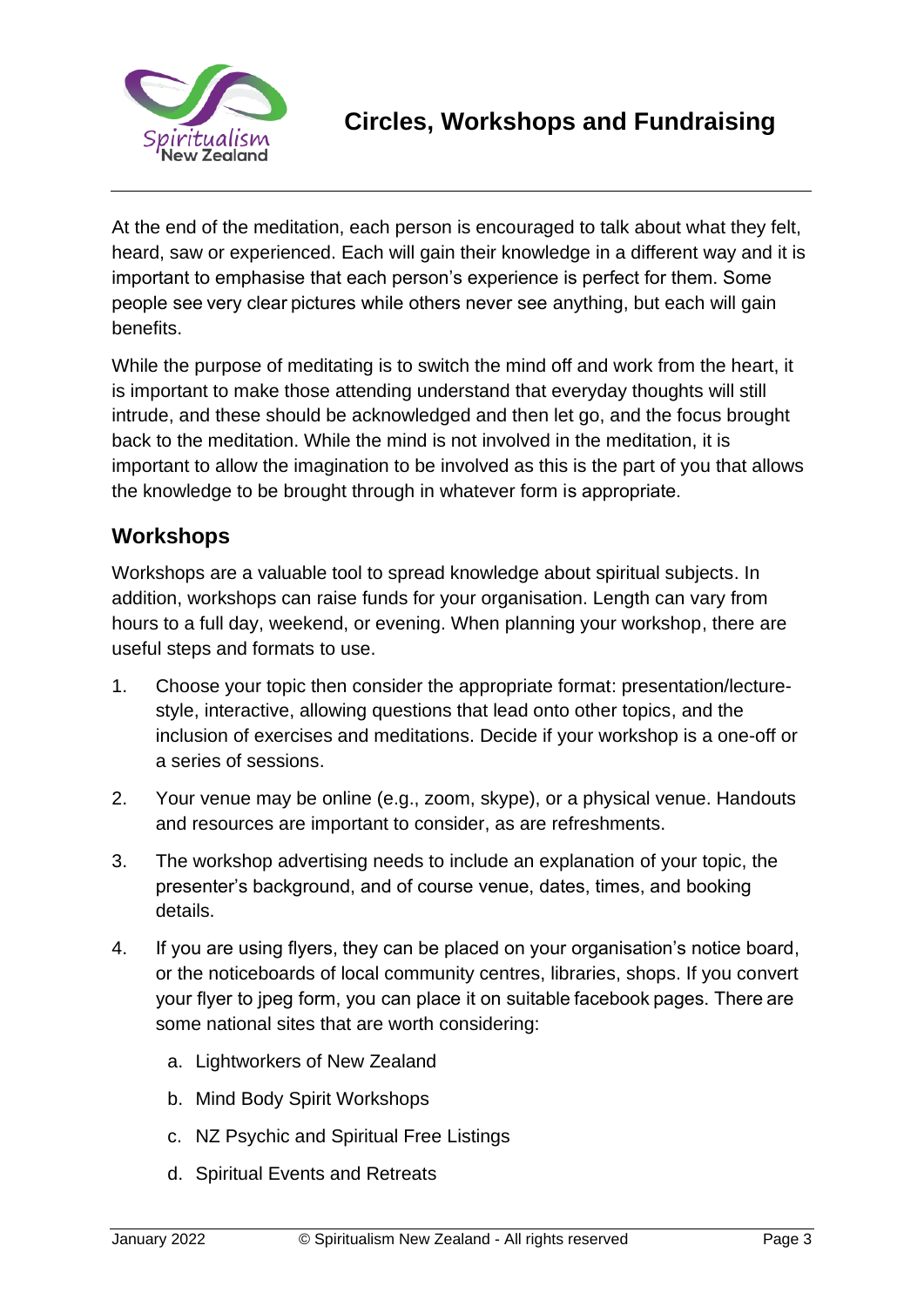At the end of the meditation, each person is encouraged to talk about what they felt, heard, saw or experienced. Each will gain their knowledge in a different way and it is important to emphasise that each person's experience is perfect for them. Some people see very clear pictures while others never see anything, but each will gain benefits.

While the purpose of meditating is to switch the mind off and work from the heart, it is important to make those attending understand that everyday thoughts will still intrude, and these should be acknowledged and then let go, and the focus brought back to the meditation. While the mind is not involved in the meditation, it is important to allow the imagination to be involved as this is the part of you that allows the knowledge to be brought through in whatever form is appropriate.

## Workshops

Workshops are a valuable tool to spread knowledge about spiritual subjects. In addition, workshops can raise funds for your organisation. Length can vary from hours to a full day, weekend, or evening. When planning your workshop, there are useful steps and formats to use.

1. Choose your topic then consider the appropriate format: presentation/lecture-style, interactive, allowing questions that lead onto other topics, and the inclusion of exercises and meditations. Decide if your workshop is a one-off or a series of sessions.

2. Your venue may be online (e.g., zoom, skype), or a physical venue. Handouts and resources are important to consider, as are refreshments.

3. The workshop advertising needs to include an explanation of your topic, the presenter's background, and of course venue, dates, times, and booking details.

4. If you are using flyers, they can be placed on your organisation's notice board, or the noticeboards of local community centres, libraries, shops. If you convert your flyer to jpeg form, you can place it on suitable facebook pages. There are some national sites that are worth considering:

    a. Lightworkers of New Zealand

    b. Mind Body Spirit Workshops

    c. NZ Psychic and Spiritual Free Listings

    d. Spiritual Events and Retreats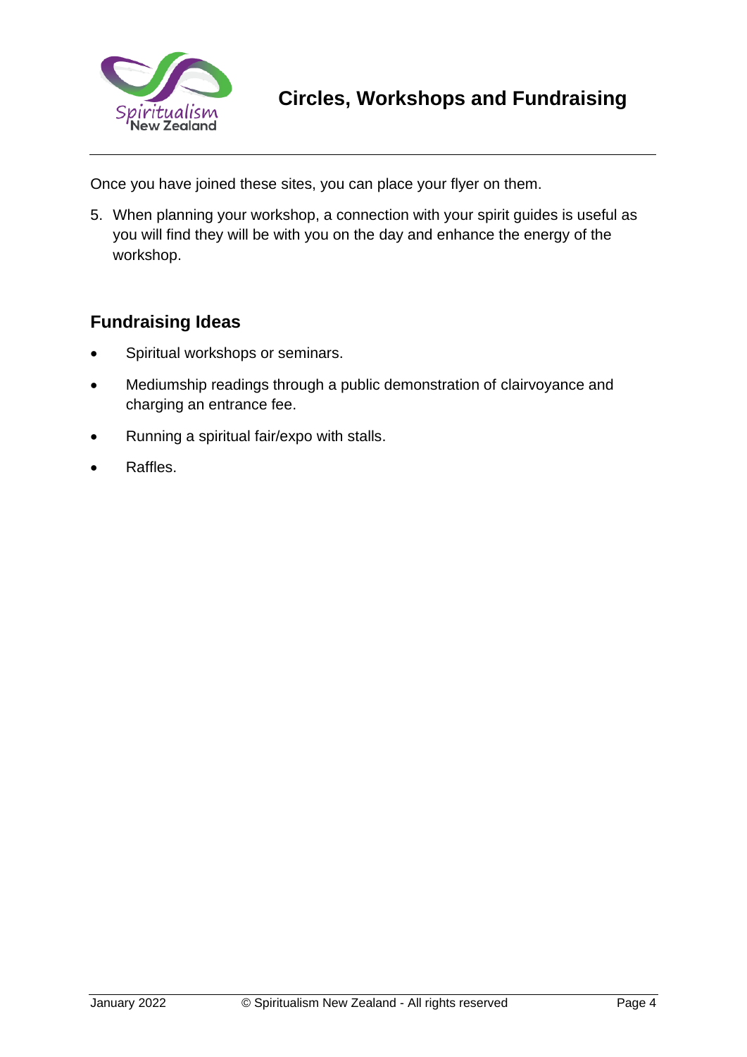Once you have joined these sites, you can place your flyer on them.

5. When planning your workshop, a connection with your spirit guides is useful as you will find they will be with you on the day and enhance the energy of the workshop.

## Fundraising Ideas

- Spiritual workshops or seminars.
- Mediumship readings through a public demonstration of clairvoyance and charging an entrance fee.
- Running a spiritual fair/expo with stalls.
- Raffles.